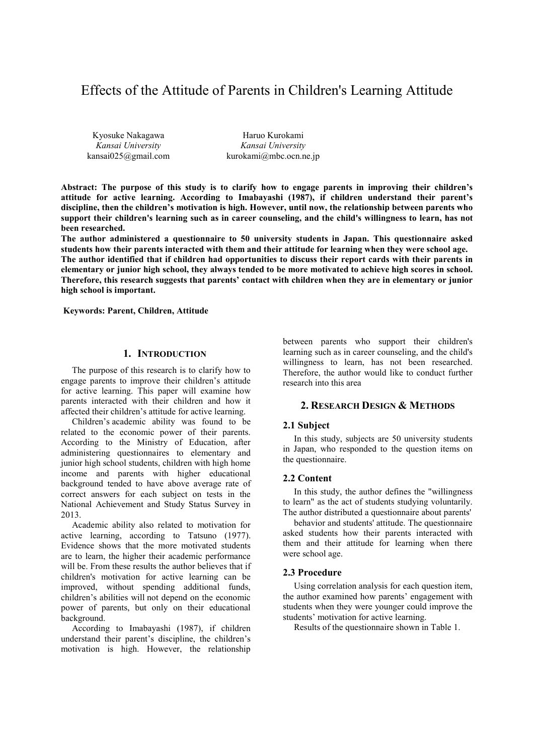# Effects of the Attitude of Parents in Children's Learning Attitude

Kyosuke Nakagawa
*Kansai University*
kansai025@gmail.com

Haruo Kurokami
*Kansai University*
kurokami@mbc.ocn.ne.jp

**Abstract: The purpose of this study is to clarify how to engage parents in improving their children's attitude for active learning. According to Imabayashi (1987), if children understand their parent's discipline, then the children's motivation is high. However, until now, the relationship between parents who support their children's learning such as in career counseling, and the child's willingness to learn, has not been researched.**

**The author administered a questionnaire to 50 university students in Japan. This questionnaire asked students how their parents interacted with them and their attitude for learning when they were school age.**

**The author identified that if children had opportunities to discuss their report cards with their parents in elementary or junior high school, they always tended to be more motivated to achieve high scores in school. Therefore, this research suggests that parents' contact with children when they are in elementary or junior high school is important.**

**Keywords: Parent, Children, Attitude**

## 1. Introduction

The purpose of this research is to clarify how to engage parents to improve their children's attitude for active learning. This paper will examine how parents interacted with their children and how it affected their children's attitude for active learning.

Children's academic ability was found to be related to the economic power of their parents. According to the Ministry of Education, after administering questionnaires to elementary and junior high school students, children with high home income and parents with higher educational background tended to have above average rate of correct answers for each subject on tests in the National Achievement and Study Status Survey in 2013.

Academic ability also related to motivation for active learning, according to Tatsuno (1977). Evidence shows that the more motivated students are to learn, the higher their academic performance will be. From these results the author believes that if children's motivation for active learning can be improved, without spending additional funds, children's abilities will not depend on the economic power of parents, but only on their educational background.

According to Imabayashi (1987), if children understand their parent's discipline, the children's motivation is high. However, the relationship between parents who support their children's learning such as in career counseling, and the child's willingness to learn, has not been researched. Therefore, the author would like to conduct further research into this area

## 2. Research Design & Methods

### 2.1 Subject

In this study, subjects are 50 university students in Japan, who responded to the question items on the questionnaire.

### 2.2 Content

In this study, the author defines the "willingness to learn" as the act of students studying voluntarily. The author distributed a questionnaire about parents' behavior and students' attitude. The questionnaire asked students how their parents interacted with them and their attitude for learning when there were school age.

### 2.3 Procedure

Using correlation analysis for each question item, the author examined how parents' engagement with students when they were younger could improve the students' motivation for active learning.

Results of the questionnaire shown in Table 1.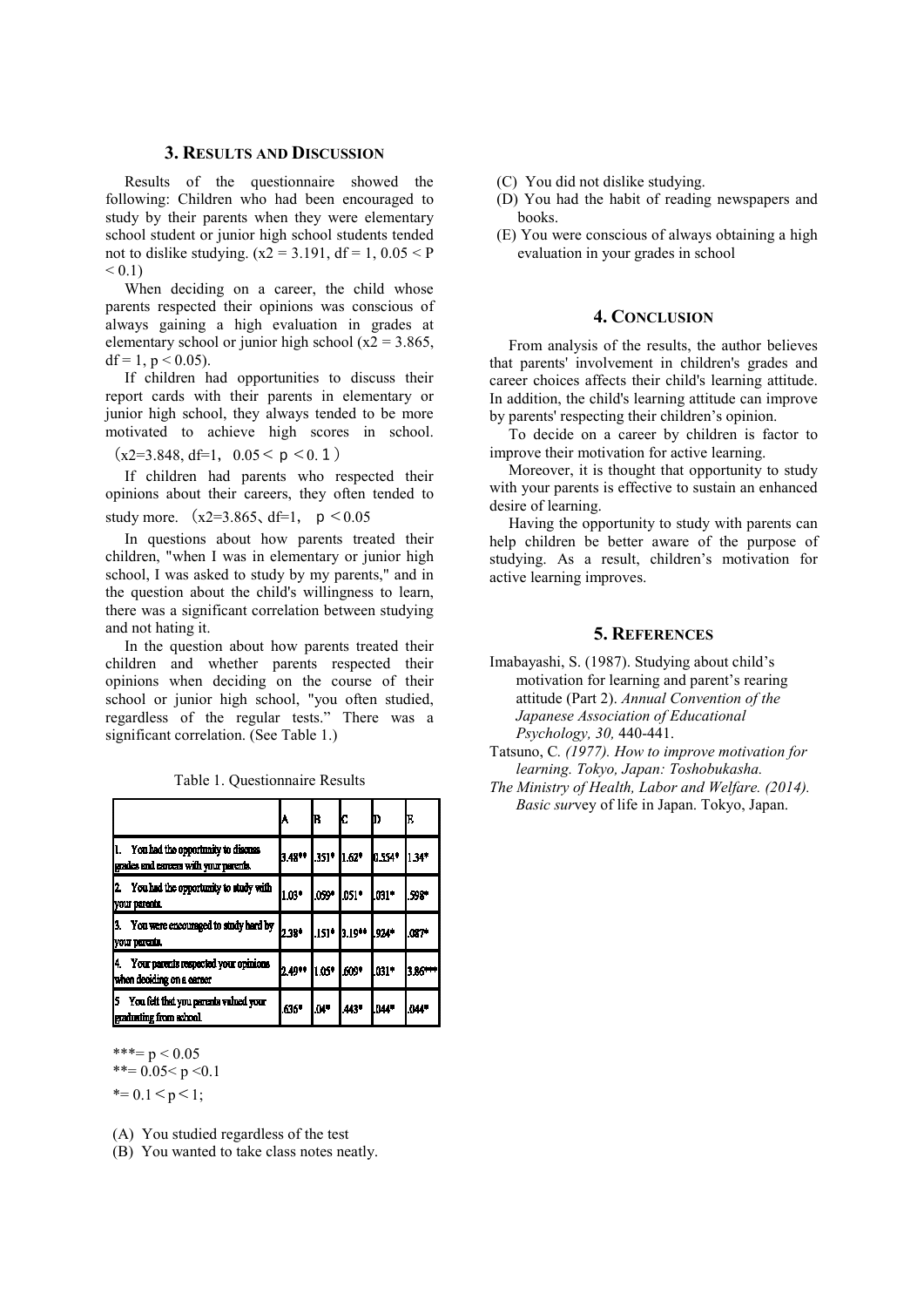## 3. Results and Discussion

Results of the questionnaire showed the following: Children who had been encouraged to study by their parents when they were elementary school student or junior high school students tended not to dislike studying. ($x2 = 3.191$, $df = 1$, $0.05 < P < 0.1$)

When deciding on a career, the child whose parents respected their opinions was conscious of always gaining a high evaluation in grades at elementary school or junior high school ($x2 = 3.865$, $df = 1$, $p < 0.05$).

If children had opportunities to discuss their report cards with their parents in elementary or junior high school, they always tended to be more motivated to achieve high scores in school. （$x2=3.848$, $df=1$, $0.05 < p < 0.1$）

If children had parents who respected their opinions about their careers, they often tended to study more. （$x2=3.865$、$df=1$, $p < 0.05$

In questions about how parents treated their children, "when I was in elementary or junior high school, I was asked to study by my parents," and in the question about the child's willingness to learn, there was a significant correlation between studying and not hating it.

In the question about how parents treated their children and whether parents respected their opinions when deciding on the course of their school or junior high school, "you often studied, regardless of the regular tests." There was a significant correlation. (See Table 1.)

Table 1. Questionnaire Results

| | A | B | C | D | E |
|---|---|---|---|---|---|
| 1. You had the opportunity to discuss grades and careers with your parents. | 3.48** | .351* | 1.62* | 0.554* | 1.34* |
| 2. You had the opportunity to study with your parents. | 1.03* | .059* | .051* | .031* | .598* |
| 3. You were encouraged to study hard by your parents. | 2.38* | .151* | 3.19** | .924* | .087* |
| 4. Your parents respected your opinions when deciding on a career | 2.49** | 1.05* | .609* | .031* | 3.86*** |
| 5 You felt that you parents valued your graduating from school. | .636* | .04* | .443* | .044* | .044* |

***= $p < 0.05$
**= $0.05 < p < 0.1$
*= $0.1 < p < 1$;

(A) You studied regardless of the test
(B) You wanted to take class notes neatly.
(C) You did not dislike studying.
(D) You had the habit of reading newspapers and books.
(E) You were conscious of always obtaining a high evaluation in your grades in school

## 4. Conclusion

From analysis of the results, the author believes that parents' involvement in children's grades and career choices affects their child's learning attitude. In addition, the child's learning attitude can improve by parents' respecting their children's opinion.

To decide on a career by children is factor to improve their motivation for active learning.

Moreover, it is thought that opportunity to study with your parents is effective to sustain an enhanced desire of learning.

Having the opportunity to study with parents can help children be better aware of the purpose of studying. As a result, children's motivation for active learning improves.

## 5. References

Imabayashi, S. (1987). Studying about child's motivation for learning and parent's rearing attitude (Part 2). *Annual Convention of the Japanese Association of Educational Psychology, 30,* 440-441.

Tatsuno, C. *(1977). How to improve motivation for learning. Tokyo, Japan: Toshobukasha.*

*The Ministry of Health, Labor and Welfare. (2014). Basic sur*vey of life in Japan. Tokyo, Japan.